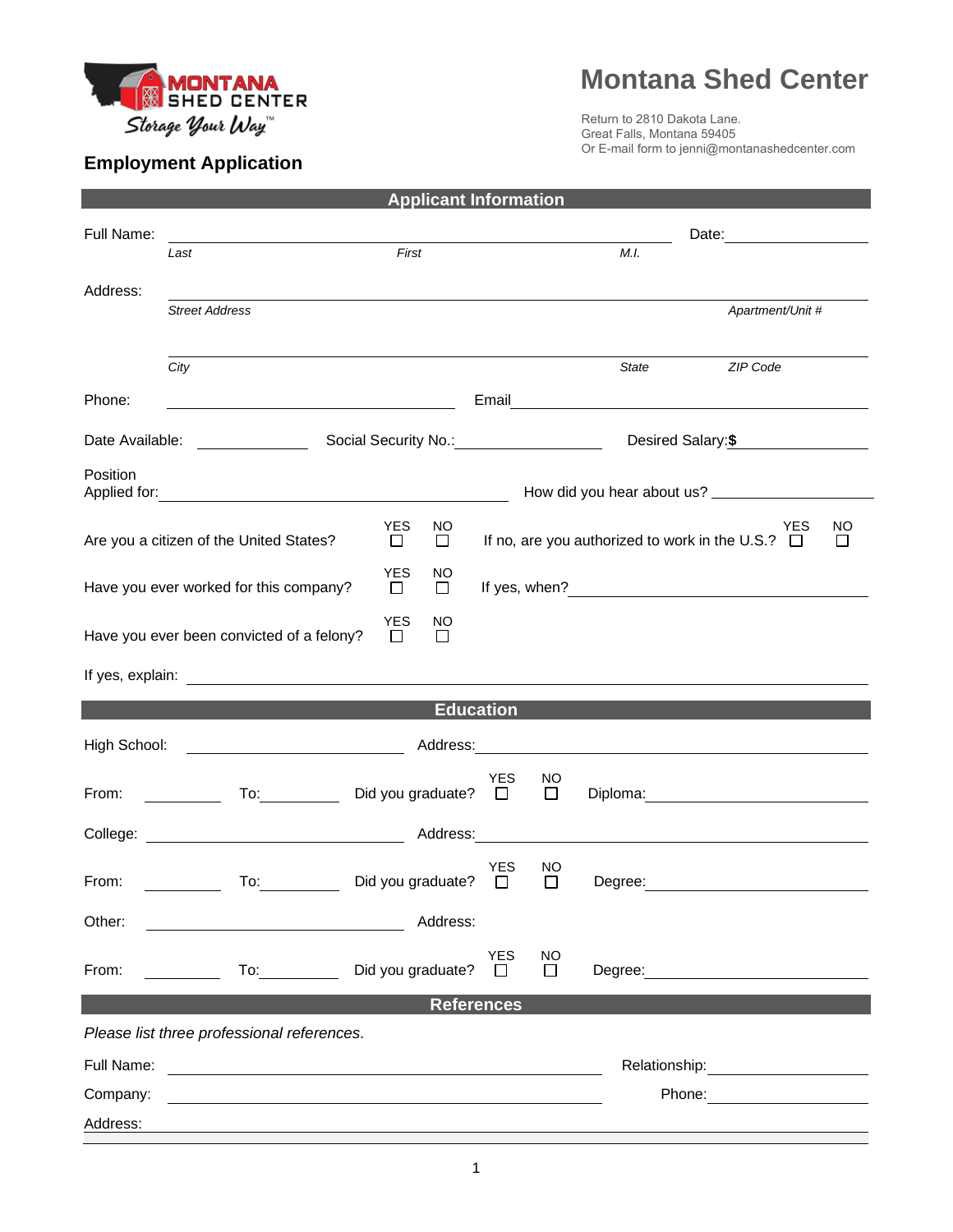MONTANA SHED CENTER
Storage Your Way™

# Montana Shed Center

Return to 2810 Dakota Lane.
Great Falls, Montana 59405
Or E-mail form to jenni@montanashedcenter.com

## Employment Application

### Applicant Information

Full Name: ______________________________________ Date: __________
*Last* *First* *M.I.*

Address: ______________________________________
*Street Address* *Apartment/Unit #*

______________________________________
*City* *State* *ZIP Code*

Phone: ____________________ Email ____________________

Date Available: __________ Social Security No.: __________ Desired Salary: **$** __________

Position Applied for: ____________________ How did you hear about us? __________

Are you a citizen of the United States? YES ☐ NO ☐ If no, are you authorized to work in the U.S.? YES ☐ NO ☐

Have you ever worked for this company? YES ☐ NO ☐ If yes, when? __________

Have you ever been convicted of a felony? YES ☐ NO ☐

If yes, explain: ______________________________________

### Education

High School: ____________________ Address: ____________________

From: __________ To: __________ Did you graduate? YES ☐ NO ☐ Diploma: __________

College: ____________________ Address: ____________________

From: __________ To: __________ Did you graduate? YES ☐ NO ☐ Degree: __________

Other: ____________________ Address:

From: __________ To: __________ Did you graduate? YES ☐ NO ☐ Degree: __________

### References

*Please list three professional references.*

Full Name: ____________________ Relationship: __________

Company: ____________________ Phone: __________

Address: ______________________________________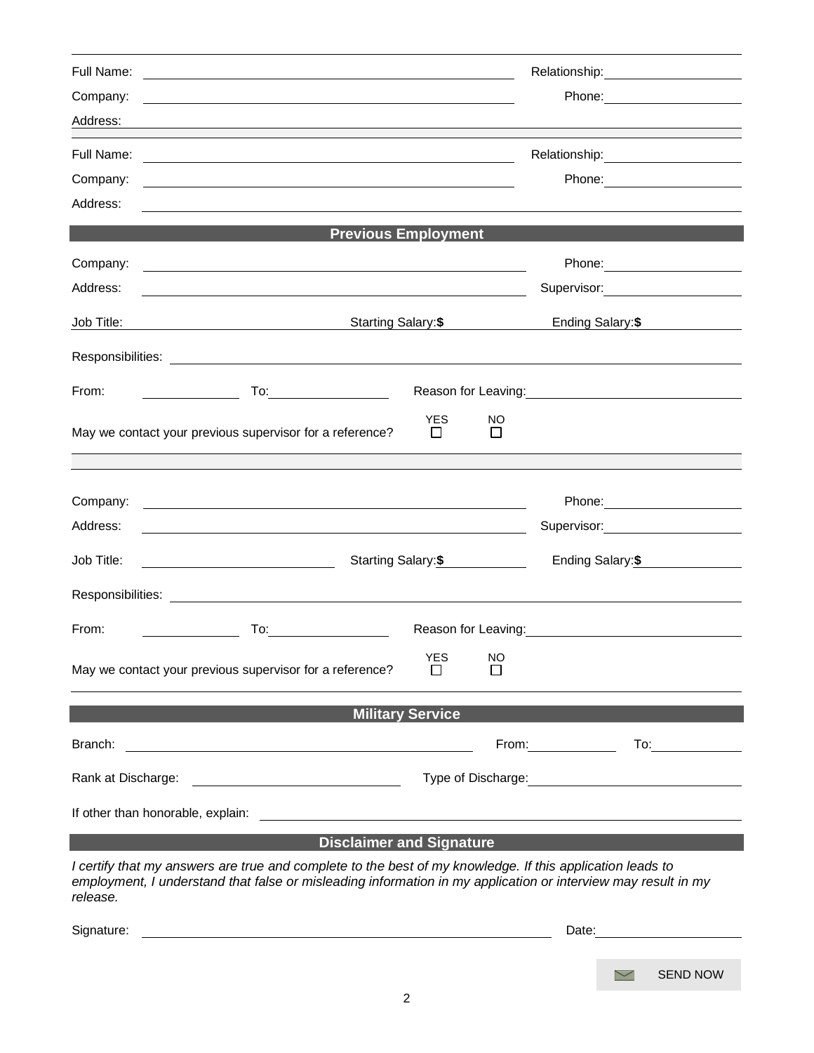Full Name: ______________________ Relationship: ______________

Company: ______________________ Phone: ______________

Address: ______________________

Full Name: ______________________ Relationship: ______________

Company: ______________________ Phone: ______________

Address: ______________________

## Previous Employment

Company: ______________________ Phone: ______________

Address: ______________________ Supervisor: ______________

Job Title: ______________ Starting Salary:**$** ______________ Ending Salary:**$** ______________

Responsibilities: ______________________

From: ______________ To: ______________ Reason for Leaving: ______________

May we contact your previous supervisor for a reference? YES ☐ NO ☐

Company: ______________________ Phone: ______________

Address: ______________________ Supervisor: ______________

Job Title: ______________ Starting Salary:**$** ______________ Ending Salary:**$** ______________

Responsibilities: ______________________

From: ______________ To: ______________ Reason for Leaving: ______________

May we contact your previous supervisor for a reference? YES ☐ NO ☐

## Military Service

Branch: ______________________ From: ______________ To: ______________

Rank at Discharge: ______________ Type of Discharge: ______________

If other than honorable, explain: ______________________

## Disclaimer and Signature

*I certify that my answers are true and complete to the best of my knowledge. If this application leads to employment, I understand that false or misleading information in my application or interview may result in my release.*

Signature: ______________________ Date: ______________

SEND NOW